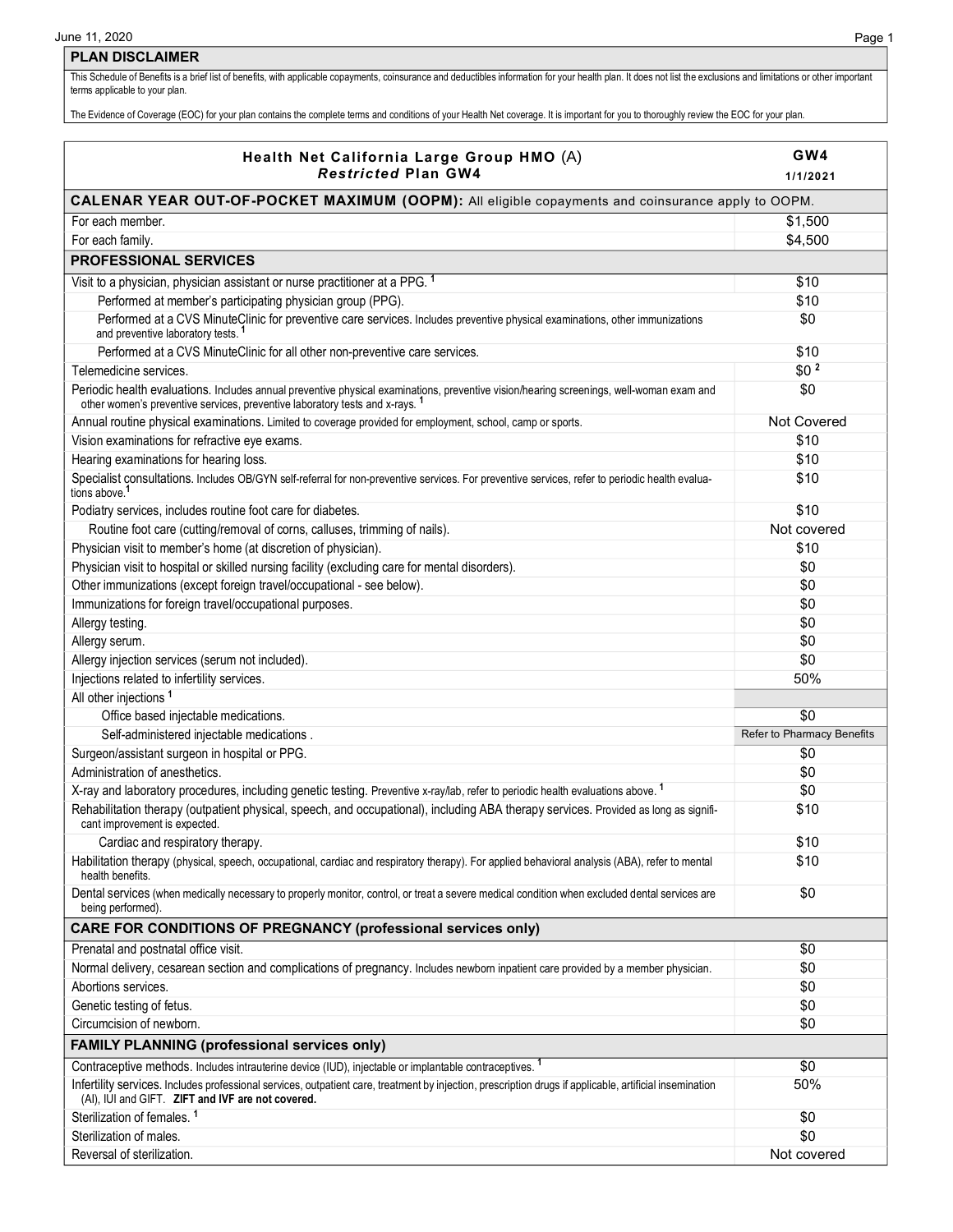## PLAN DISCLAIMER

This Schedule of Benefits is a brief list of benefits, with applicable copayments, coinsurance and deductibles information for your health plan. It does not list the exclusions and limitations or other important terms applicable to your plan.

The Evidence of Coverage (EOC) for your plan contains the complete terms and conditions of your Health Net coverage. It is important for you to thoroughly review the EOC for your plan.

| Health Net California Large Group HMO (A) *Restricted* Plan GW4 | GW4 1/1/2021 |
|---|---|
| **CALENAR YEAR OUT-OF-POCKET MAXIMUM (OOPM):** All eligible copayments and coinsurance apply to OOPM. | |
| For each member. | $1,500 |
| For each family. | $4,500 |
| **PROFESSIONAL SERVICES** | |
| Visit to a physician, physician assistant or nurse practitioner at a PPG. [1] | $10 |
| Performed at member's participating physician group (PPG). | $10 |
| Performed at a CVS MinuteClinic for preventive care services. Includes preventive physical examinations, other immunizations and preventive laboratory tests. [1] | $0 |
| Performed at a CVS MinuteClinic for all other non-preventive care services. | $10 |
| Telemedicine services. | $0 [2] |
| Periodic health evaluations. Includes annual preventive physical examinations, preventive vision/hearing screenings, well-woman exam and other women's preventive services, preventive laboratory tests and x-rays. [1] | $0 |
| Annual routine physical examinations. Limited to coverage provided for employment, school, camp or sports. | Not Covered |
| Vision examinations for refractive eye exams. | $10 |
| Hearing examinations for hearing loss. | $10 |
| Specialist consultations. Includes OB/GYN self-referral for non-preventive services. For preventive services, refer to periodic health evaluations above.[1] | $10 |
| Podiatry services, includes routine foot care for diabetes. | $10 |
| Routine foot care (cutting/removal of corns, calluses, trimming of nails). | Not covered |
| Physician visit to member's home (at discretion of physician). | $10 |
| Physician visit to hospital or skilled nursing facility (excluding care for mental disorders). | $0 |
| Other immunizations (except foreign travel/occupational - see below). | $0 |
| Immunizations for foreign travel/occupational purposes. | $0 |
| Allergy testing. | $0 |
| Allergy serum. | $0 |
| Allergy injection services (serum not included). | $0 |
| Injections related to infertility services. | 50% |
| All other injections [1] | |
| Office based injectable medications. | $0 |
| Self-administered injectable medications . | Refer to Pharmacy Benefits |
| Surgeon/assistant surgeon in hospital or PPG. | $0 |
| Administration of anesthetics. | $0 |
| X-ray and laboratory procedures, including genetic testing. Preventive x-ray/lab, refer to periodic health evaluations above. [1] | $0 |
| Rehabilitation therapy (outpatient physical, speech, and occupational), including ABA therapy services. Provided as long as significant improvement is expected. | $10 |
| Cardiac and respiratory therapy. | $10 |
| Habilitation therapy (physical, speech, occupational, cardiac and respiratory therapy). For applied behavioral analysis (ABA), refer to mental health benefits. | $10 |
| Dental services (when medically necessary to properly monitor, control, or treat a severe medical condition when excluded dental services are being performed). | $0 |
| **CARE FOR CONDITIONS OF PREGNANCY (professional services only)** | |
| Prenatal and postnatal office visit. | $0 |
| Normal delivery, cesarean section and complications of pregnancy. Includes newborn inpatient care provided by a member physician. | $0 |
| Abortions services. | $0 |
| Genetic testing of fetus. | $0 |
| Circumcision of newborn. | $0 |
| **FAMILY PLANNING (professional services only)** | |
| Contraceptive methods. Includes intrauterine device (IUD), injectable or implantable contraceptives. [1] | $0 |
| Infertility services. Includes professional services, outpatient care, treatment by injection, prescription drugs if applicable, artificial insemination (AI), IUI and GIFT. **ZIFT and IVF are not covered.** | 50% |
| Sterilization of females. [1] | $0 |
| Sterilization of males. | $0 |
| Reversal of sterilization. | Not covered |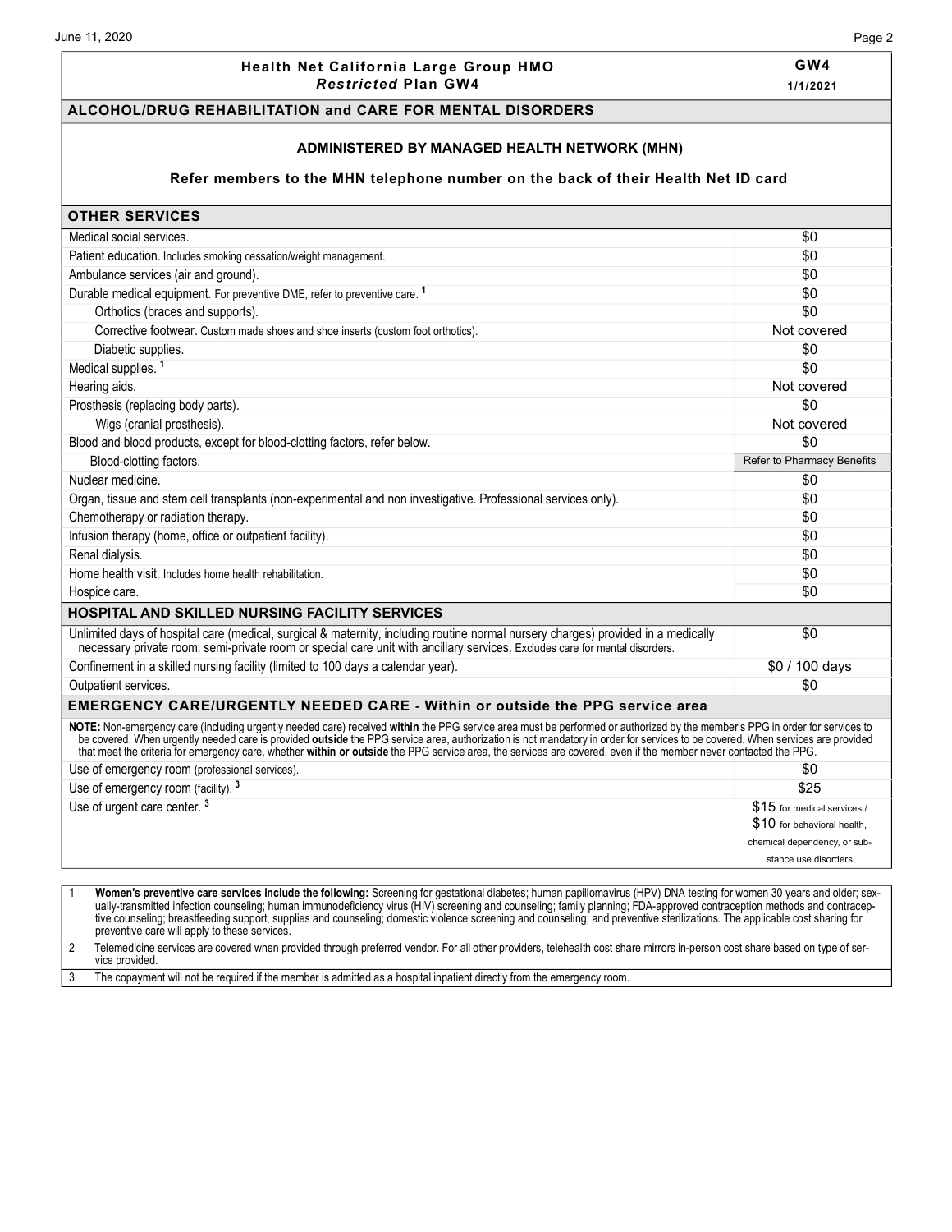## Health Net California Large Group HMO *Restricted* Plan GW4

**GW4**
**1/1/2021**

### ALCOHOL/DRUG REHABILITATION and CARE FOR MENTAL DISORDERS

**ADMINISTERED BY MANAGED HEALTH NETWORK (MHN)**

**Refer members to the MHN telephone number on the back of their Health Net ID card**

### OTHER SERVICES

| Service | Cost |
|---|---|
| Medical social services. | $0 |
| Patient education. Includes smoking cessation/weight management. | $0 |
| Ambulance services (air and ground). | $0 |
| Durable medical equipment. For preventive DME, refer to preventive care. [1] | $0 |
| Orthotics (braces and supports). | $0 |
| Corrective footwear. Custom made shoes and shoe inserts (custom foot orthotics). | Not covered |
| Diabetic supplies. | $0 |
| Medical supplies. [1] | $0 |
| Hearing aids. | Not covered |
| Prosthesis (replacing body parts). | $0 |
| Wigs (cranial prosthesis). | Not covered |
| Blood and blood products, except for blood-clotting factors, refer below. | $0 |
| Blood-clotting factors. | Refer to Pharmacy Benefits |
| Nuclear medicine. | $0 |
| Organ, tissue and stem cell transplants (non-experimental and non investigative. Professional services only). | $0 |
| Chemotherapy or radiation therapy. | $0 |
| Infusion therapy (home, office or outpatient facility). | $0 |
| Renal dialysis. | $0 |
| Home health visit. Includes home health rehabilitation. | $0 |
| Hospice care. | $0 |

### HOSPITAL AND SKILLED NURSING FACILITY SERVICES

| Service | Cost |
|---|---|
| Unlimited days of hospital care (medical, surgical & maternity, including routine normal nursery charges) provided in a medically necessary private room, semi-private room or special care unit with ancillary services. Excludes care for mental disorders. | $0 |
| Confinement in a skilled nursing facility (limited to 100 days a calendar year). | $0 / 100 days |
| Outpatient services. | $0 |

### EMERGENCY CARE/URGENTLY NEEDED CARE - Within or outside the PPG service area

**NOTE:** Non-emergency care (including urgently needed care) received **within** the PPG service area must be performed or authorized by the member's PPG in order for services to be covered. When urgently needed care is provided **outside** the PPG service area, authorization is not mandatory in order for services to be covered. When services are provided that meet the criteria for emergency care, whether **within or outside** the PPG service area, the services are covered, even if the member never contacted the PPG.

| Service | Cost |
|---|---|
| Use of emergency room (professional services). | $0 |
| Use of emergency room (facility). [3] | $25 |
| Use of urgent care center. [3] | $15 for medical services / $10 for behavioral health, chemical dependency, or substance use disorders |

1. **Women's preventive care services include the following:** Screening for gestational diabetes; human papillomavirus (HPV) DNA testing for women 30 years and older; sexually-transmitted infection counseling; human immunodeficiency virus (HIV) screening and counseling; family planning; FDA-approved contraception methods and contraceptive counseling; breastfeeding support, supplies and counseling; domestic violence screening and counseling; and preventive sterilizations. The applicable cost sharing for preventive care will apply to these services.
2. Telemedicine services are covered when provided through preferred vendor. For all other providers, telehealth cost share mirrors in-person cost share based on type of service provided.
3. The copayment will not be required if the member is admitted as a hospital inpatient directly from the emergency room.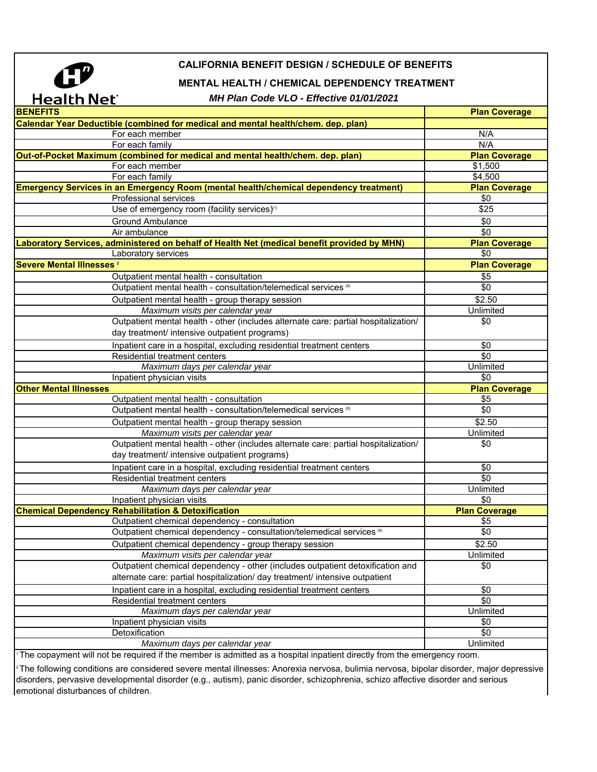Health Net

## CALIFORNIA BENEFIT DESIGN / SCHEDULE OF BENEFITS

### MENTAL HEALTH / CHEMICAL DEPENDENCY TREATMENT

***MH Plan Code VLO - Effective 01/01/2021***

| BENEFITS | Plan Coverage |
|---|---|
| **Calendar Year Deductible (combined for medical and mental health/chem. dep. plan)** | |
| For each member | N/A |
| For each family | N/A |
| **Out-of-Pocket Maximum (combined for medical and mental health/chem. dep. plan)** | **Plan Coverage** |
| For each member | $1,500 |
| For each family | $4,500 |
| **Emergency Services in an Emergency Room (mental health/chemical dependency treatment)** | **Plan Coverage** |
| Professional services | $0 |
| Use of emergency room (facility services)[1] | $25 |
| Ground Ambulance | $0 |
| Air ambulance | $0 |
| **Laboratory Services, administered on behalf of Health Net (medical benefit provided by MHN)** | **Plan Coverage** |
| Laboratory services | $0 |
| **Severe Mental Illnesses [2]** | **Plan Coverage** |
| Outpatient mental health - consultation | $5 |
| Outpatient mental health - consultation/telemedical services [8] | $0 |
| Outpatient mental health - group therapy session | $2.50 |
| *Maximum visits per calendar year* | Unlimited |
| Outpatient mental health - other (includes alternate care: partial hospitalization/ day treatment/ intensive outpatient programs) | $0 |
| Inpatient care in a hospital, excluding residential treatment centers | $0 |
| Residential treatment centers | $0 |
| *Maximum days per calendar year* | Unlimited |
| Inpatient physician visits | $0 |
| **Other Mental Illnesses** | **Plan Coverage** |
| Outpatient mental health - consultation | $5 |
| Outpatient mental health - consultation/telemedical services [8] | $0 |
| Outpatient mental health - group therapy session | $2.50 |
| *Maximum visits per calendar year* | Unlimited |
| Outpatient mental health - other (includes alternate care: partial hospitalization/ day treatment/ intensive outpatient programs) | $0 |
| Inpatient care in a hospital, excluding residential treatment centers | $0 |
| Residential treatment centers | $0 |
| *Maximum days per calendar year* | Unlimited |
| Inpatient physician visits | $0 |
| **Chemical Dependency Rehabilitation & Detoxification** | **Plan Coverage** |
| Outpatient chemical dependency - consultation | $5 |
| Outpatient chemical dependency - consultation/telemedical services [8] | $0 |
| Outpatient chemical dependency - group therapy session | $2.50 |
| *Maximum visits per calendar year* | Unlimited |
| Outpatient chemical dependency - other (includes outpatient detoxification and alternate care: partial hospitalization/ day treatment/ intensive outpatient | $0 |
| Inpatient care in a hospital, excluding residential treatment centers | $0 |
| Residential treatment centers | $0 |
| *Maximum days per calendar year* | Unlimited |
| Inpatient physician visits | $0 |
| Detoxification | $0 |
| *Maximum days per calendar year* | Unlimited |

[1] The copayment will not be required if the member is admitted as a hospital inpatient directly from the emergency room.

[2] The following conditions are considered severe mental illnesses: Anorexia nervosa, bulimia nervosa, bipolar disorder, major depressive disorders, pervasive developmental disorder (e.g., autism), panic disorder, schizophrenia, schizo affective disorder and serious emotional disturbances of children.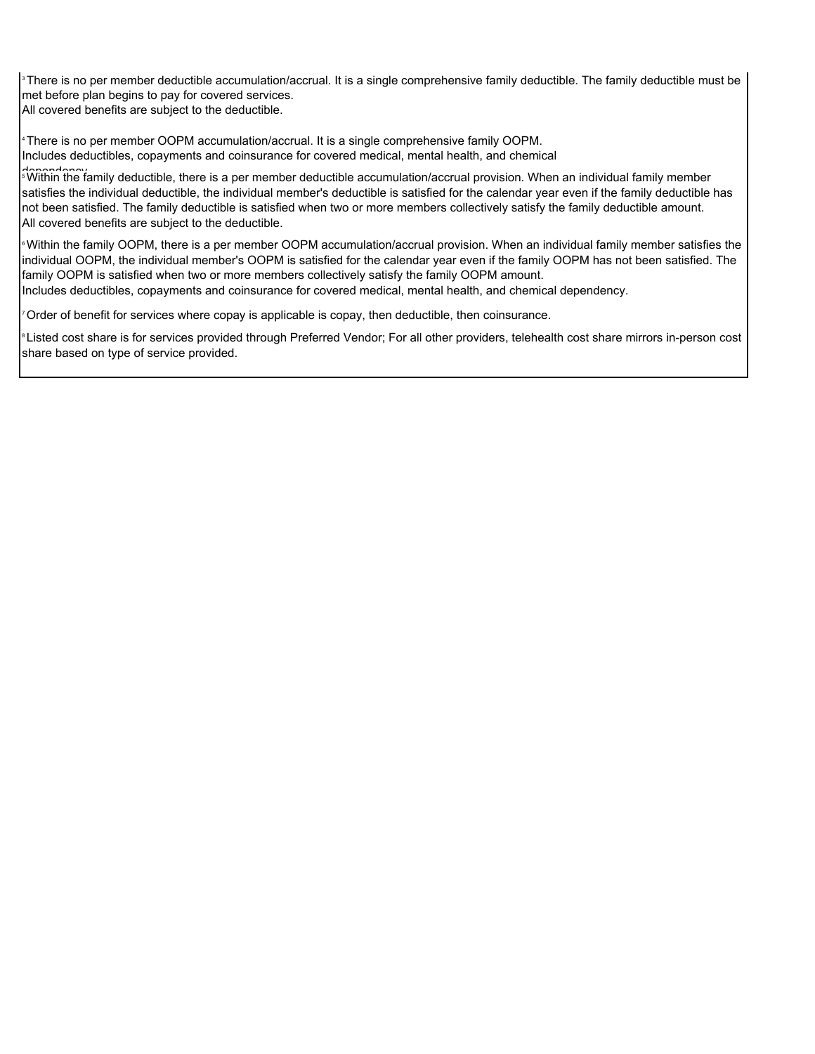[3] There is no per member deductible accumulation/accrual. It is a single comprehensive family deductible. The family deductible must be met before plan begins to pay for covered services.
All covered benefits are subject to the deductible.

[4] There is no per member OOPM accumulation/accrual. It is a single comprehensive family OOPM.
Includes deductibles, copayments and coinsurance for covered medical, mental health, and chemical dependency

[5] Within the family deductible, there is a per member deductible accumulation/accrual provision. When an individual family member satisfies the individual deductible, the individual member's deductible is satisfied for the calendar year even if the family deductible has not been satisfied. The family deductible is satisfied when two or more members collectively satisfy the family deductible amount.
All covered benefits are subject to the deductible.

[6] Within the family OOPM, there is a per member OOPM accumulation/accrual provision. When an individual family member satisfies the individual OOPM, the individual member's OOPM is satisfied for the calendar year even if the family OOPM has not been satisfied. The family OOPM is satisfied when two or more members collectively satisfy the family OOPM amount.
Includes deductibles, copayments and coinsurance for covered medical, mental health, and chemical dependency.

[7] Order of benefit for services where copay is applicable is copay, then deductible, then coinsurance.

[8] Listed cost share is for services provided through Preferred Vendor; For all other providers, telehealth cost share mirrors in-person cost share based on type of service provided.